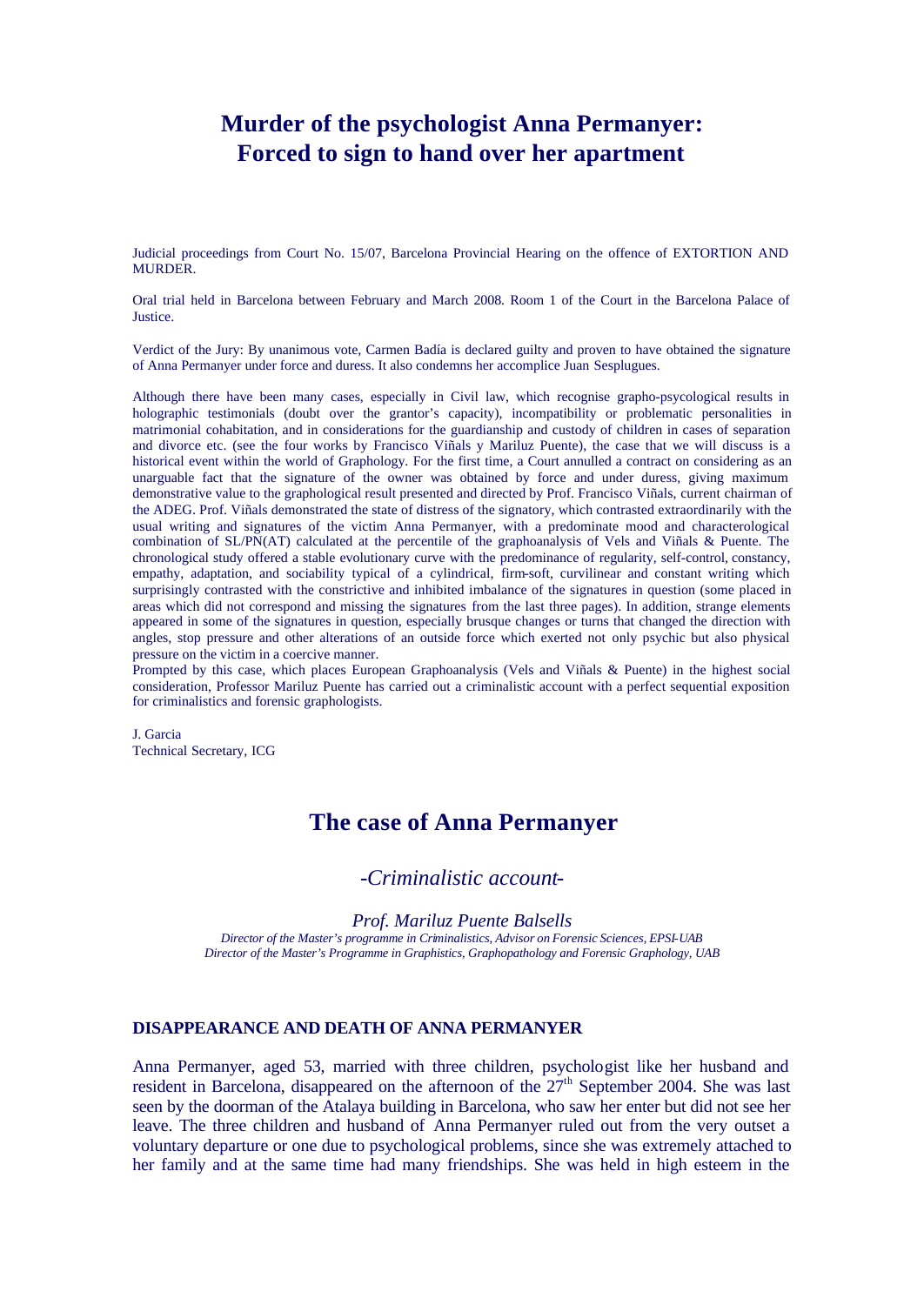# Murder of the psychologist Anna Permanyer: Forced to sign to hand over her apartment

Judicial proceedings from Court No. 15/07, Barcelona Provincial Hearing on the offence of EXTORTION AND MURDER.

Oral trial held in Barcelona between February and March 2008. Room 1 of the Court in the Barcelona Palace of Justice.

Verdict of the Jury: By unanimous vote, Carmen Badía is declared guilty and proven to have obtained the signature of Anna Permanyer under force and duress. It also condemns her accomplice Juan Sesplugues.

Although there have been many cases, especially in Civil law, which recognise grapho-psycological results in holographic testimonials (doubt over the grantor's capacity), incompatibility or problematic personalities in matrimonial cohabitation, and in considerations for the guardianship and custody of children in cases of separation and divorce etc. (see the four works by Francisco Viñals y Mariluz Puente), the case that we will discuss is a historical event within the world of Graphology. For the first time, a Court annulled a contract on considering as an unarguable fact that the signature of the owner was obtained by force and under duress, giving maximum demonstrative value to the graphological result presented and directed by Prof. Francisco Viñals, current chairman of the ADEG. Prof. Viñals demonstrated the state of distress of the signatory, which contrasted extraordinarily with the usual writing and signatures of the victim Anna Permanyer, with a predominate mood and characterological combination of SL/PN(AT) calculated at the percentile of the graphoanalysis of Vels and Viñals & Puente. The chronological study offered a stable evolutionary curve with the predominance of regularity, self-control, constancy, empathy, adaptation, and sociability typical of a cylindrical, firm-soft, curvilinear and constant writing which surprisingly contrasted with the constrictive and inhibited imbalance of the signatures in question (some placed in areas which did not correspond and missing the signatures from the last three pages). In addition, strange elements appeared in some of the signatures in question, especially brusque changes or turns that changed the direction with angles, stop pressure and other alterations of an outside force which exerted not only psychic but also physical pressure on the victim in a coercive manner.

Prompted by this case, which places European Graphoanalysis (Vels and Viñals & Puente) in the highest social consideration, Professor Mariluz Puente has carried out a criminalistic account with a perfect sequential exposition for criminalistics and forensic graphologists.

J. Garcia
Technical Secretary, ICG

## The case of Anna Permanyer

*-Criminalistic account-*

*Prof. Mariluz Puente Balsells*

*Director of the Master's programme in Criminalistics, Advisor on Forensic Sciences, EPSI-UAB*
*Director of the Master's Programme in Graphistics, Graphopathology and Forensic Graphology, UAB*

### DISAPPEARANCE AND DEATH OF ANNA PERMANYER

Anna Permanyer, aged 53, married with three children, psychologist like her husband and resident in Barcelona, disappeared on the afternoon of the 27th September 2004. She was last seen by the doorman of the Atalaya building in Barcelona, who saw her enter but did not see her leave. The three children and husband of Anna Permanyer ruled out from the very outset a voluntary departure or one due to psychological problems, since she was extremely attached to her family and at the same time had many friendships. She was held in high esteem in the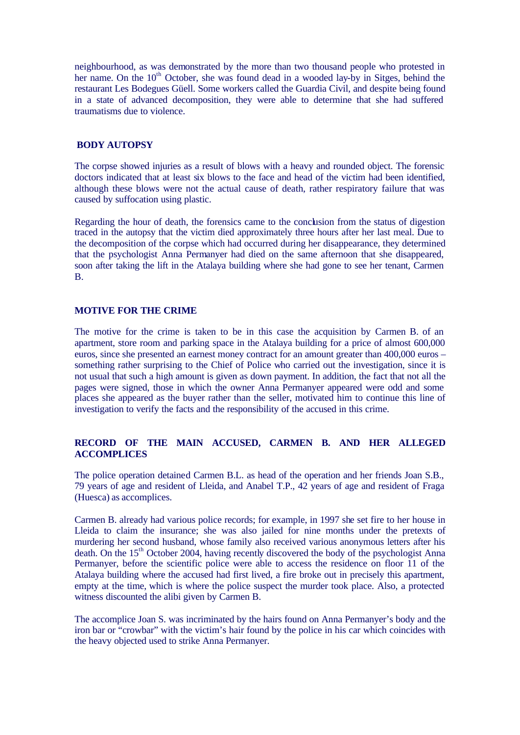neighbourhood, as was demonstrated by the more than two thousand people who protested in her name. On the 10th October, she was found dead in a wooded lay-by in Sitges, behind the restaurant Les Bodegues Güell. Some workers called the Guardia Civil, and despite being found in a state of advanced decomposition, they were able to determine that she had suffered traumatisms due to violence.

## BODY AUTOPSY

The corpse showed injuries as a result of blows with a heavy and rounded object. The forensic doctors indicated that at least six blows to the face and head of the victim had been identified, although these blows were not the actual cause of death, rather respiratory failure that was caused by suffocation using plastic.

Regarding the hour of death, the forensics came to the conclusion from the status of digestion traced in the autopsy that the victim died approximately three hours after her last meal. Due to the decomposition of the corpse which had occurred during her disappearance, they determined that the psychologist Anna Permanyer had died on the same afternoon that she disappeared, soon after taking the lift in the Atalaya building where she had gone to see her tenant, Carmen B.

## MOTIVE FOR THE CRIME

The motive for the crime is taken to be in this case the acquisition by Carmen B. of an apartment, store room and parking space in the Atalaya building for a price of almost 600,000 euros, since she presented an earnest money contract for an amount greater than 400,000 euros – something rather surprising to the Chief of Police who carried out the investigation, since it is not usual that such a high amount is given as down payment. In addition, the fact that not all the pages were signed, those in which the owner Anna Permanyer appeared were odd and some places she appeared as the buyer rather than the seller, motivated him to continue this line of investigation to verify the facts and the responsibility of the accused in this crime.

## RECORD OF THE MAIN ACCUSED, CARMEN B. AND HER ALLEGED ACCOMPLICES

The police operation detained Carmen B.L. as head of the operation and her friends Joan S.B., 79 years of age and resident of Lleida, and Anabel T.P., 42 years of age and resident of Fraga (Huesca) as accomplices.

Carmen B. already had various police records; for example, in 1997 she set fire to her house in Lleida to claim the insurance; she was also jailed for nine months under the pretexts of murdering her second husband, whose family also received various anonymous letters after his death. On the 15th October 2004, having recently discovered the body of the psychologist Anna Permanyer, before the scientific police were able to access the residence on floor 11 of the Atalaya building where the accused had first lived, a fire broke out in precisely this apartment, empty at the time, which is where the police suspect the murder took place. Also, a protected witness discounted the alibi given by Carmen B.

The accomplice Joan S. was incriminated by the hairs found on Anna Permanyer's body and the iron bar or "crowbar" with the victim's hair found by the police in his car which coincides with the heavy objected used to strike Anna Permanyer.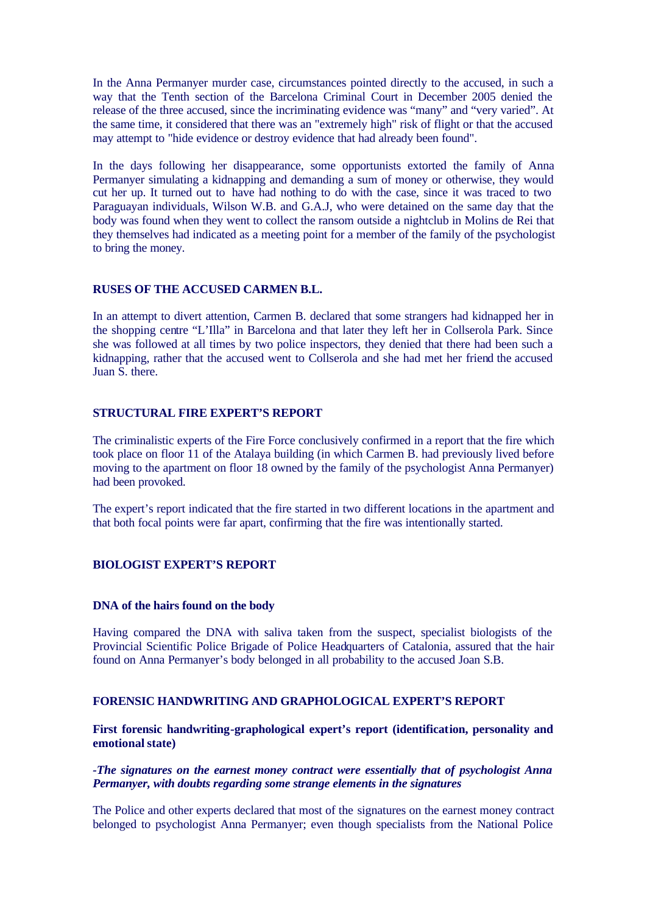In the Anna Permanyer murder case, circumstances pointed directly to the accused, in such a way that the Tenth section of the Barcelona Criminal Court in December 2005 denied the release of the three accused, since the incriminating evidence was "many" and "very varied". At the same time, it considered that there was an "extremely high" risk of flight or that the accused may attempt to "hide evidence or destroy evidence that had already been found".

In the days following her disappearance, some opportunists extorted the family of Anna Permanyer simulating a kidnapping and demanding a sum of money or otherwise, they would cut her up. It turned out to have had nothing to do with the case, since it was traced to two Paraguayan individuals, Wilson W.B. and G.A.J, who were detained on the same day that the body was found when they went to collect the ransom outside a nightclub in Molins de Rei that they themselves had indicated as a meeting point for a member of the family of the psychologist to bring the money.

### RUSES OF THE ACCUSED CARMEN B.L.

In an attempt to divert attention, Carmen B. declared that some strangers had kidnapped her in the shopping centre "L'Illa" in Barcelona and that later they left her in Collserola Park. Since she was followed at all times by two police inspectors, they denied that there had been such a kidnapping, rather that the accused went to Collserola and she had met her friend the accused Juan S. there.

### STRUCTURAL FIRE EXPERT'S REPORT

The criminalistic experts of the Fire Force conclusively confirmed in a report that the fire which took place on floor 11 of the Atalaya building (in which Carmen B. had previously lived before moving to the apartment on floor 18 owned by the family of the psychologist Anna Permanyer) had been provoked.

The expert's report indicated that the fire started in two different locations in the apartment and that both focal points were far apart, confirming that the fire was intentionally started.

### BIOLOGIST EXPERT'S REPORT

#### DNA of the hairs found on the body

Having compared the DNA with saliva taken from the suspect, specialist biologists of the Provincial Scientific Police Brigade of Police Headquarters of Catalonia, assured that the hair found on Anna Permanyer's body belonged in all probability to the accused Joan S.B.

### FORENSIC HANDWRITING AND GRAPHOLOGICAL EXPERT'S REPORT

#### First forensic handwriting-graphological expert's report (identification, personality and emotional state)

***-The signatures on the earnest money contract were essentially that of psychologist Anna Permanyer, with doubts regarding some strange elements in the signatures***

The Police and other experts declared that most of the signatures on the earnest money contract belonged to psychologist Anna Permanyer; even though specialists from the National Police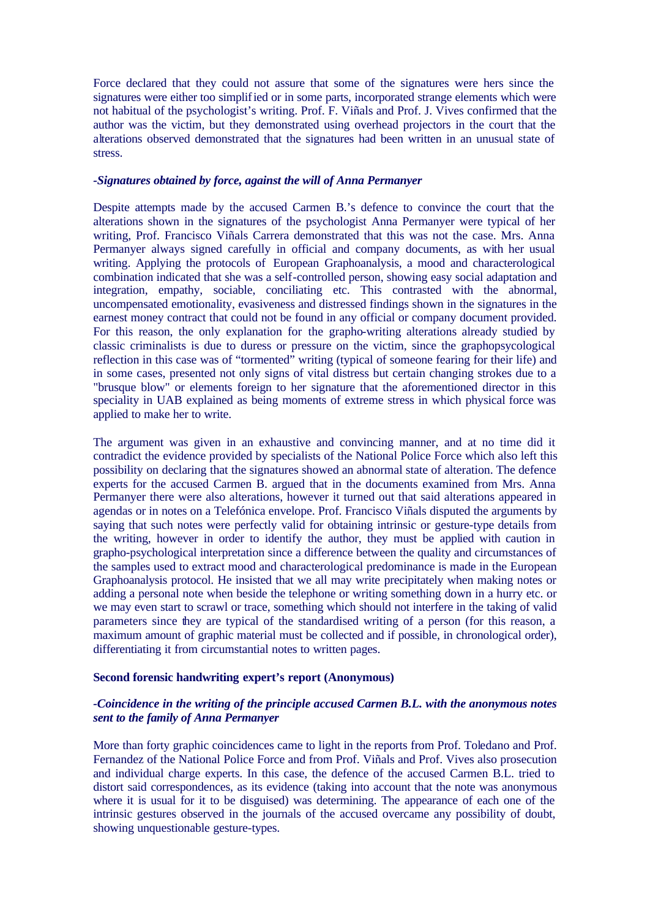Force declared that they could not assure that some of the signatures were hers since the signatures were either too simplified or in some parts, incorporated strange elements which were not habitual of the psychologist's writing. Prof. F. Viñals and Prof. J. Vives confirmed that the author was the victim, but they demonstrated using overhead projectors in the court that the alterations observed demonstrated that the signatures had been written in an unusual state of stress.

***-Signatures obtained by force, against the will of Anna Permanyer***

Despite attempts made by the accused Carmen B.'s defence to convince the court that the alterations shown in the signatures of the psychologist Anna Permanyer were typical of her writing, Prof. Francisco Viñals Carrera demonstrated that this was not the case. Mrs. Anna Permanyer always signed carefully in official and company documents, as with her usual writing. Applying the protocols of European Graphoanalysis, a mood and characterological combination indicated that she was a self-controlled person, showing easy social adaptation and integration, empathy, sociable, conciliating etc. This contrasted with the abnormal, uncompensated emotionality, evasiveness and distressed findings shown in the signatures in the earnest money contract that could not be found in any official or company document provided. For this reason, the only explanation for the grapho-writing alterations already studied by classic criminalists is due to duress or pressure on the victim, since the graphopsycological reflection in this case was of "tormented" writing (typical of someone fearing for their life) and in some cases, presented not only signs of vital distress but certain changing strokes due to a "brusque blow" or elements foreign to her signature that the aforementioned director in this speciality in UAB explained as being moments of extreme stress in which physical force was applied to make her to write.

The argument was given in an exhaustive and convincing manner, and at no time did it contradict the evidence provided by specialists of the National Police Force which also left this possibility on declaring that the signatures showed an abnormal state of alteration. The defence experts for the accused Carmen B. argued that in the documents examined from Mrs. Anna Permanyer there were also alterations, however it turned out that said alterations appeared in agendas or in notes on a Telefónica envelope. Prof. Francisco Viñals disputed the arguments by saying that such notes were perfectly valid for obtaining intrinsic or gesture-type details from the writing, however in order to identify the author, they must be applied with caution in grapho-psychological interpretation since a difference between the quality and circumstances of the samples used to extract mood and characterological predominance is made in the European Graphoanalysis protocol. He insisted that we all may write precipitately when making notes or adding a personal note when beside the telephone or writing something down in a hurry etc. or we may even start to scrawl or trace, something which should not interfere in the taking of valid parameters since they are typical of the standardised writing of a person (for this reason, a maximum amount of graphic material must be collected and if possible, in chronological order), differentiating it from circumstantial notes to written pages.

**Second forensic handwriting expert's report (Anonymous)**

***-Coincidence in the writing of the principle accused Carmen B.L. with the anonymous notes sent to the family of Anna Permanyer***

More than forty graphic coincidences came to light in the reports from Prof. Toledano and Prof. Fernandez of the National Police Force and from Prof. Viñals and Prof. Vives also prosecution and individual charge experts. In this case, the defence of the accused Carmen B.L. tried to distort said correspondences, as its evidence (taking into account that the note was anonymous where it is usual for it to be disguised) was determining. The appearance of each one of the intrinsic gestures observed in the journals of the accused overcame any possibility of doubt, showing unquestionable gesture-types.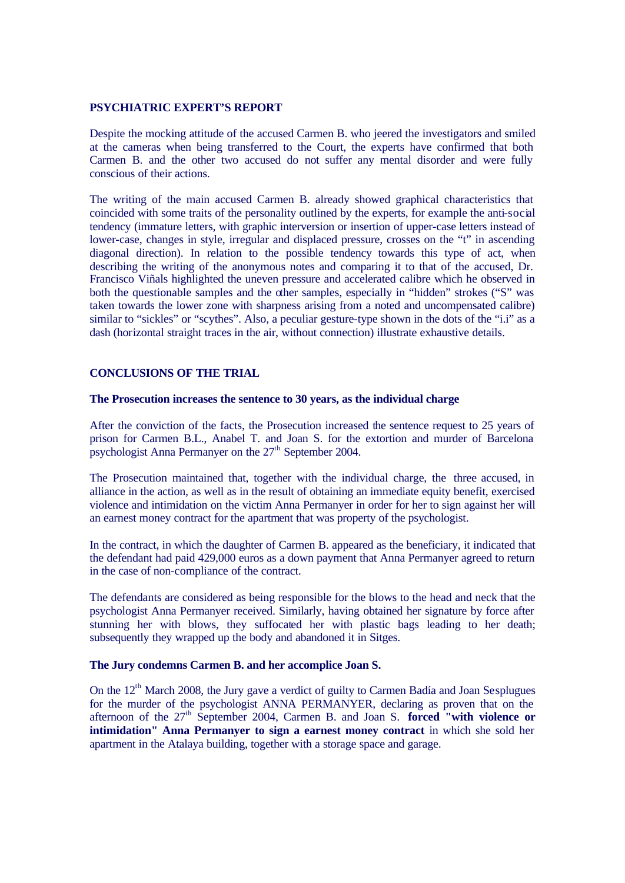## PSYCHIATRIC EXPERT'S REPORT

Despite the mocking attitude of the accused Carmen B. who jeered the investigators and smiled at the cameras when being transferred to the Court, the experts have confirmed that both Carmen B. and the other two accused do not suffer any mental disorder and were fully conscious of their actions.

The writing of the main accused Carmen B. already showed graphical characteristics that coincided with some traits of the personality outlined by the experts, for example the anti-social tendency (immature letters, with graphic interversion or insertion of upper-case letters instead of lower-case, changes in style, irregular and displaced pressure, crosses on the "t" in ascending diagonal direction). In relation to the possible tendency towards this type of act, when describing the writing of the anonymous notes and comparing it to that of the accused, Dr. Francisco Viñals highlighted the uneven pressure and accelerated calibre which he observed in both the questionable samples and the other samples, especially in "hidden" strokes ("S" was taken towards the lower zone with sharpness arising from a noted and uncompensated calibre) similar to "sickles" or "scythes". Also, a peculiar gesture-type shown in the dots of the "i.i" as a dash (horizontal straight traces in the air, without connection) illustrate exhaustive details.

## CONCLUSIONS OF THE TRIAL

### The Prosecution increases the sentence to 30 years, as the individual charge

After the conviction of the facts, the Prosecution increased the sentence request to 25 years of prison for Carmen B.L., Anabel T. and Joan S. for the extortion and murder of Barcelona psychologist Anna Permanyer on the 27th September 2004.

The Prosecution maintained that, together with the individual charge, the three accused, in alliance in the action, as well as in the result of obtaining an immediate equity benefit, exercised violence and intimidation on the victim Anna Permanyer in order for her to sign against her will an earnest money contract for the apartment that was property of the psychologist.

In the contract, in which the daughter of Carmen B. appeared as the beneficiary, it indicated that the defendant had paid 429,000 euros as a down payment that Anna Permanyer agreed to return in the case of non-compliance of the contract.

The defendants are considered as being responsible for the blows to the head and neck that the psychologist Anna Permanyer received. Similarly, having obtained her signature by force after stunning her with blows, they suffocated her with plastic bags leading to her death; subsequently they wrapped up the body and abandoned it in Sitges.

### The Jury condemns Carmen B. and her accomplice Joan S.

On the 12th March 2008, the Jury gave a verdict of guilty to Carmen Badía and Joan Sesplugues for the murder of the psychologist ANNA PERMANYER, declaring as proven that on the afternoon of the 27th September 2004, Carmen B. and Joan S. **forced "with violence or intimidation" Anna Permanyer to sign a earnest money contract** in which she sold her apartment in the Atalaya building, together with a storage space and garage.